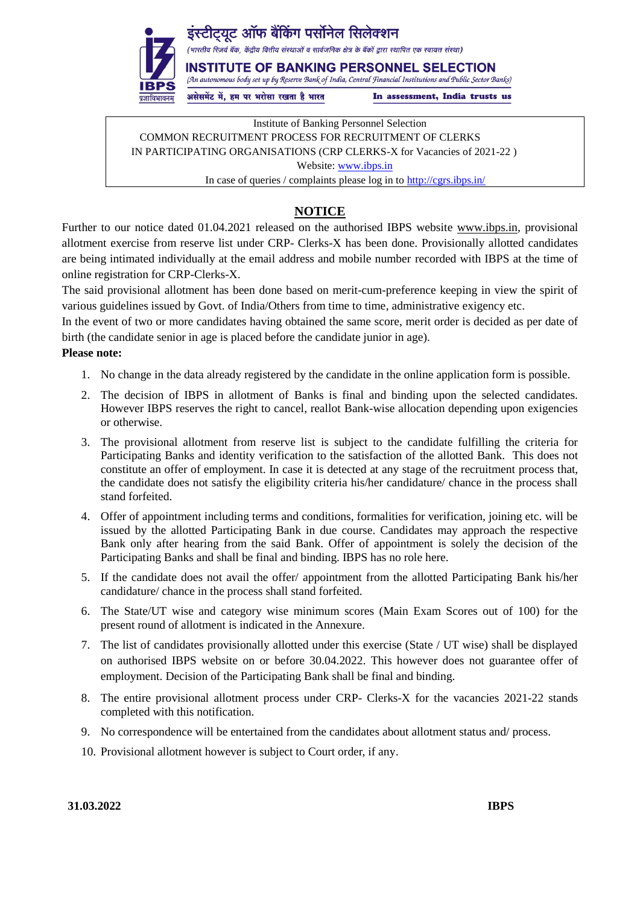इंस्टीट्यूट ऑफ बैंकिंग पर्सोनेल सिलेक्शन

*(भारतीय रिज़र्व बैंक, केंद्रीय वित्तीय संस्थाओं व सार्वजनिक क्षेत्र के बैंकों द्वारा स्थापित एक स्वायत्त संस्था)*

**INSTITUTE OF BANKING PERSONNEL SELECTION**

*(An autonomous body set up by Reserve Bank of India, Central Financial Institutions and Public Sector Banks)*

असेसमेंट में, हम पर भरोसा रखता है भारत — **In assessment, India trusts us**

IBPS प्रज्ञाविभावनम्

---

Institute of Banking Personnel Selection
COMMON RECRUITMENT PROCESS FOR RECRUITMENT OF CLERKS
IN PARTICIPATING ORGANISATIONS (CRP CLERKS-X for Vacancies of 2021-22 )
Website: www.ibps.in
In case of queries / complaints please log in to http://cgrs.ibps.in/

---

## NOTICE

Further to our notice dated 01.04.2021 released on the authorised IBPS website www.ibps.in, provisional allotment exercise from reserve list under CRP- Clerks-X has been done. Provisionally allotted candidates are being intimated individually at the email address and mobile number recorded with IBPS at the time of online registration for CRP-Clerks-X.

The said provisional allotment has been done based on merit-cum-preference keeping in view the spirit of various guidelines issued by Govt. of India/Others from time to time, administrative exigency etc.

In the event of two or more candidates having obtained the same score, merit order is decided as per date of birth (the candidate senior in age is placed before the candidate junior in age).

**Please note:**

1. No change in the data already registered by the candidate in the online application form is possible.
2. The decision of IBPS in allotment of Banks is final and binding upon the selected candidates. However IBPS reserves the right to cancel, reallot Bank-wise allocation depending upon exigencies or otherwise.
3. The provisional allotment from reserve list is subject to the candidate fulfilling the criteria for Participating Banks and identity verification to the satisfaction of the allotted Bank. This does not constitute an offer of employment. In case it is detected at any stage of the recruitment process that, the candidate does not satisfy the eligibility criteria his/her candidature/ chance in the process shall stand forfeited.
4. Offer of appointment including terms and conditions, formalities for verification, joining etc. will be issued by the allotted Participating Bank in due course. Candidates may approach the respective Bank only after hearing from the said Bank. Offer of appointment is solely the decision of the Participating Banks and shall be final and binding. IBPS has no role here.
5. If the candidate does not avail the offer/ appointment from the allotted Participating Bank his/her candidature/ chance in the process shall stand forfeited.
6. The State/UT wise and category wise minimum scores (Main Exam Scores out of 100) for the present round of allotment is indicated in the Annexure.
7. The list of candidates provisionally allotted under this exercise (State / UT wise) shall be displayed on authorised IBPS website on or before 30.04.2022. This however does not guarantee offer of employment. Decision of the Participating Bank shall be final and binding.
8. The entire provisional allotment process under CRP- Clerks-X for the vacancies 2021-22 stands completed with this notification.
9. No correspondence will be entertained from the candidates about allotment status and/ process.
10. Provisional allotment however is subject to Court order, if any.

**31.03.2022** **IBPS**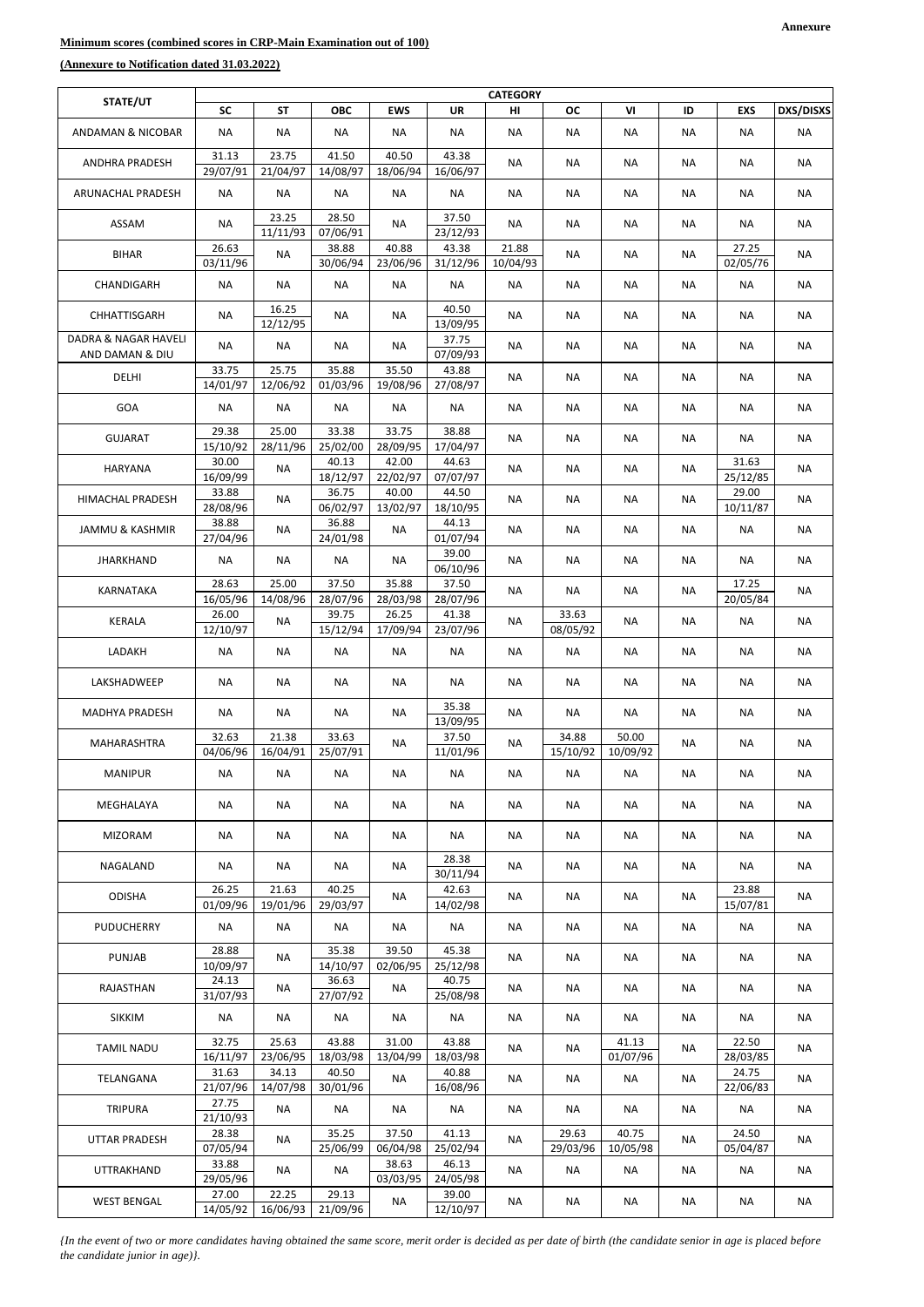**Annexure**

**Minimum scores (combined scores in CRP-Main Examination out of 100)**

**(Annexure to Notification dated 31.03.2022)**

| STATE/UT | CATEGORY | | | | | | | | | | |
|---|---|---|---|---|---|---|---|---|---|---|---|
| | SC | ST | OBC | EWS | UR | HI | OC | VI | ID | EXS | DXS/DISXS |
| ANDAMAN & NICOBAR | NA | NA | NA | NA | NA | NA | NA | NA | NA | NA | NA |
| ANDHRA PRADESH | 31.13 29/07/91 | 23.75 21/04/97 | 41.50 14/08/97 | 40.50 18/06/94 | 43.38 16/06/97 | NA | NA | NA | NA | NA | NA |
| ARUNACHAL PRADESH | NA | NA | NA | NA | NA | NA | NA | NA | NA | NA | NA |
| ASSAM | NA | 23.25 11/11/93 | 28.50 07/06/91 | NA | 37.50 23/12/93 | NA | NA | NA | NA | NA | NA |
| BIHAR | 26.63 03/11/96 | NA | 38.88 30/06/94 | 40.88 23/06/96 | 43.38 31/12/96 | 21.88 10/04/93 | NA | NA | NA | 27.25 02/05/76 | NA |
| CHANDIGARH | NA | NA | NA | NA | NA | NA | NA | NA | NA | NA | NA |
| CHHATTISGARH | NA | 16.25 12/12/95 | NA | NA | 40.50 13/09/95 | NA | NA | NA | NA | NA | NA |
| DADRA & NAGAR HAVELI AND DAMAN & DIU | NA | NA | NA | NA | 37.75 07/09/93 | NA | NA | NA | NA | NA | NA |
| DELHI | 33.75 14/01/97 | 25.75 12/06/92 | 35.88 01/03/96 | 35.50 19/08/96 | 43.88 27/08/97 | NA | NA | NA | NA | NA | NA |
| GOA | NA | NA | NA | NA | NA | NA | NA | NA | NA | NA | NA |
| GUJARAT | 29.38 15/10/92 | 25.00 28/11/96 | 33.38 25/02/00 | 33.75 28/09/95 | 38.88 17/04/97 | NA | NA | NA | NA | NA | NA |
| HARYANA | 30.00 16/09/99 | NA | 40.13 18/12/97 | 42.00 22/02/97 | 44.63 07/07/97 | NA | NA | NA | NA | 31.63 25/12/85 | NA |
| HIMACHAL PRADESH | 33.88 28/08/96 | NA | 36.75 06/02/97 | 40.00 13/02/97 | 44.50 18/10/95 | NA | NA | NA | NA | 29.00 10/11/87 | NA |
| JAMMU & KASHMIR | 38.88 27/04/96 | NA | 36.88 24/01/98 | NA | 44.13 01/07/94 | NA | NA | NA | NA | NA | NA |
| JHARKHAND | NA | NA | NA | NA | 39.00 06/10/96 | NA | NA | NA | NA | NA | NA |
| KARNATAKA | 28.63 16/05/96 | 25.00 14/08/96 | 37.50 28/07/96 | 35.88 28/03/98 | 37.50 28/07/96 | NA | NA | NA | NA | 17.25 20/05/84 | NA |
| KERALA | 26.00 12/10/97 | NA | 39.75 15/12/94 | 26.25 17/09/94 | 41.38 23/07/96 | NA | 33.63 08/05/92 | NA | NA | NA | NA |
| LADAKH | NA | NA | NA | NA | NA | NA | NA | NA | NA | NA | NA |
| LAKSHADWEEP | NA | NA | NA | NA | NA | NA | NA | NA | NA | NA | NA |
| MADHYA PRADESH | NA | NA | NA | NA | 35.38 13/09/95 | NA | NA | NA | NA | NA | NA |
| MAHARASHTRA | 32.63 04/06/96 | 21.38 16/04/91 | 33.63 25/07/91 | NA | 37.50 11/01/96 | NA | 34.88 15/10/92 | 50.00 10/09/92 | NA | NA | NA |
| MANIPUR | NA | NA | NA | NA | NA | NA | NA | NA | NA | NA | NA |
| MEGHALAYA | NA | NA | NA | NA | NA | NA | NA | NA | NA | NA | NA |
| MIZORAM | NA | NA | NA | NA | NA | NA | NA | NA | NA | NA | NA |
| NAGALAND | NA | NA | NA | NA | 28.38 30/11/94 | NA | NA | NA | NA | NA | NA |
| ODISHA | 26.25 01/09/96 | 21.63 19/01/96 | 40.25 29/03/97 | NA | 42.63 14/02/98 | NA | NA | NA | NA | 23.88 15/07/81 | NA |
| PUDUCHERRY | NA | NA | NA | NA | NA | NA | NA | NA | NA | NA | NA |
| PUNJAB | 28.88 10/09/97 | NA | 35.38 14/10/97 | 39.50 02/06/95 | 45.38 25/12/98 | NA | NA | NA | NA | NA | NA |
| RAJASTHAN | 24.13 31/07/93 | NA | 36.63 27/07/92 | NA | 40.75 25/08/98 | NA | NA | NA | NA | NA | NA |
| SIKKIM | NA | NA | NA | NA | NA | NA | NA | NA | NA | NA | NA |
| TAMIL NADU | 32.75 16/11/97 | 25.63 23/06/95 | 43.88 18/03/98 | 31.00 13/04/99 | 43.88 18/03/98 | NA | NA | 41.13 01/07/96 | NA | 22.50 28/03/85 | NA |
| TELANGANA | 31.63 21/07/96 | 34.13 14/07/98 | 40.50 30/01/96 | NA | 40.88 16/08/96 | NA | NA | NA | NA | 24.75 22/06/83 | NA |
| TRIPURA | 27.75 21/10/93 | NA | NA | NA | NA | NA | NA | NA | NA | NA | NA |
| UTTAR PRADESH | 28.38 07/05/94 | NA | 35.25 25/06/99 | 37.50 06/04/98 | 41.13 25/02/94 | NA | 29.63 29/03/96 | 40.75 10/05/98 | NA | 24.50 05/04/87 | NA |
| UTTRAKHAND | 33.88 29/05/96 | NA | NA | 38.63 03/03/95 | 46.13 24/05/98 | NA | NA | NA | NA | NA | NA |
| WEST BENGAL | 27.00 14/05/92 | 22.25 16/06/93 | 29.13 21/09/96 | NA | 39.00 12/10/97 | NA | NA | NA | NA | NA | NA |

*{In the event of two or more candidates having obtained the same score, merit order is decided as per date of birth (the candidate senior in age is placed before the candidate junior in age)}.*